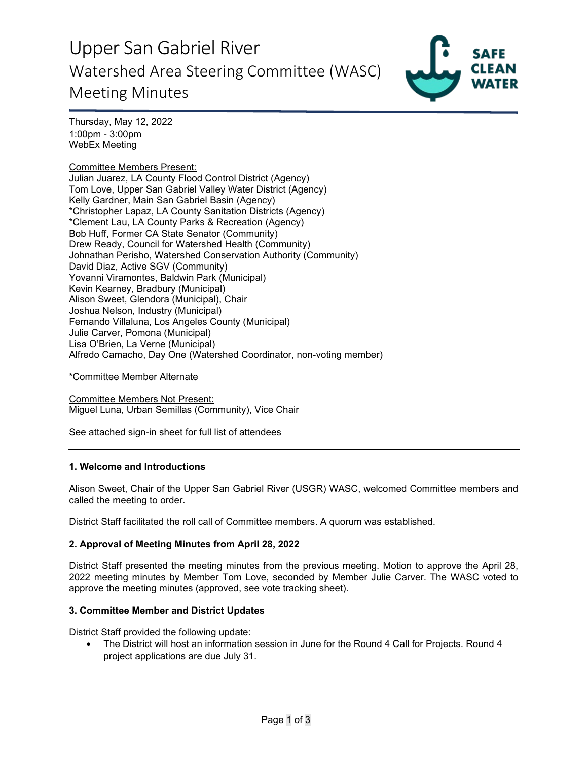# Upper San Gabriel River

## Watershed Area Steering Committee (WASC)

## Meeting Minutes

Thursday, May 12, 2022
1:00pm - 3:00pm
WebEx Meeting

Committee Members Present:
Julian Juarez, LA County Flood Control District (Agency)
Tom Love, Upper San Gabriel Valley Water District (Agency)
Kelly Gardner, Main San Gabriel Basin (Agency)
*Christopher Lapaz, LA County Sanitation Districts (Agency)
*Clement Lau, LA County Parks & Recreation (Agency)
Bob Huff, Former CA State Senator (Community)
Drew Ready, Council for Watershed Health (Community)
Johnathan Perisho, Watershed Conservation Authority (Community)
David Diaz, Active SGV (Community)
Yovanni Viramontes, Baldwin Park (Municipal)
Kevin Kearney, Bradbury (Municipal)
Alison Sweet, Glendora (Municipal), Chair
Joshua Nelson, Industry (Municipal)
Fernando Villaluna, Los Angeles County (Municipal)
Julie Carver, Pomona (Municipal)
Lisa O'Brien, La Verne (Municipal)
Alfredo Camacho, Day One (Watershed Coordinator, non-voting member)

*Committee Member Alternate

Committee Members Not Present:
Miguel Luna, Urban Semillas (Community), Vice Chair

See attached sign-in sheet for full list of attendees

---

### 1. Welcome and Introductions

Alison Sweet, Chair of the Upper San Gabriel River (USGR) WASC, welcomed Committee members and called the meeting to order.

District Staff facilitated the roll call of Committee members. A quorum was established.

### 2. Approval of Meeting Minutes from April 28, 2022

District Staff presented the meeting minutes from the previous meeting. Motion to approve the April 28, 2022 meeting minutes by Member Tom Love, seconded by Member Julie Carver. The WASC voted to approve the meeting minutes (approved, see vote tracking sheet).

### 3. Committee Member and District Updates

District Staff provided the following update:

- The District will host an information session in June for the Round 4 Call for Projects. Round 4 project applications are due July 31.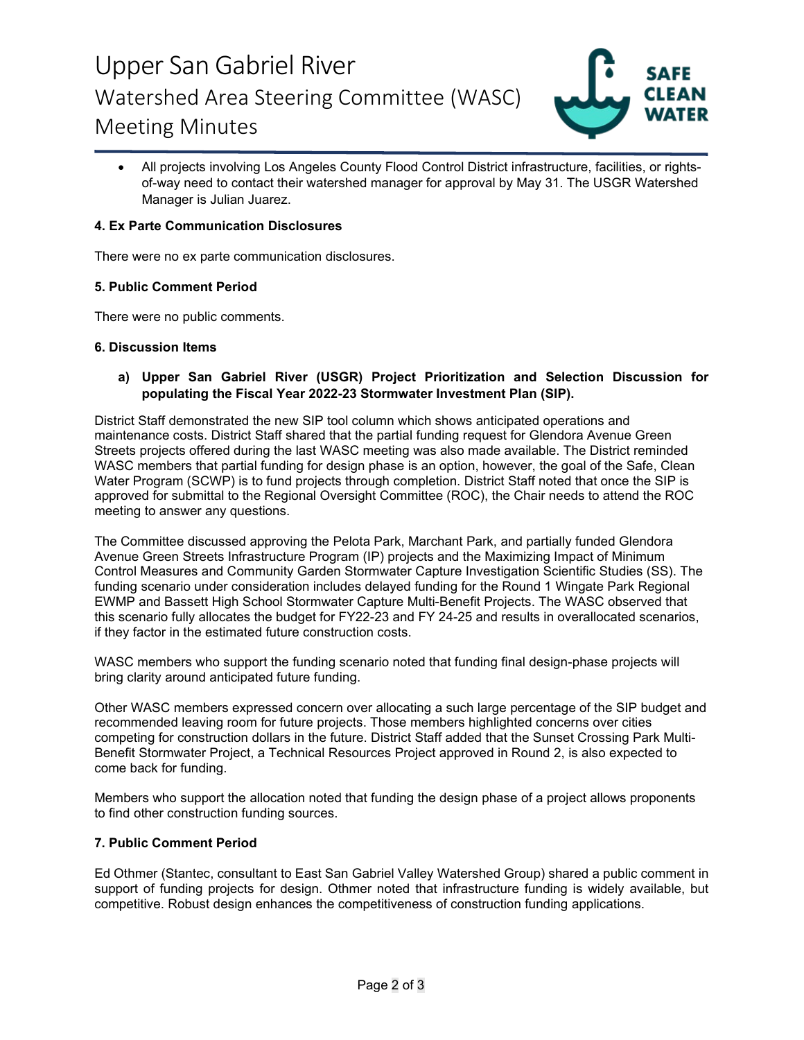- All projects involving Los Angeles County Flood Control District infrastructure, facilities, or rights-of-way need to contact their watershed manager for approval by May 31. The USGR Watershed Manager is Julian Juarez.

**4. Ex Parte Communication Disclosures**

There were no ex parte communication disclosures.

**5. Public Comment Period**

There were no public comments.

**6. Discussion Items**

**a) Upper San Gabriel River (USGR) Project Prioritization and Selection Discussion for populating the Fiscal Year 2022-23 Stormwater Investment Plan (SIP).**

District Staff demonstrated the new SIP tool column which shows anticipated operations and maintenance costs. District Staff shared that the partial funding request for Glendora Avenue Green Streets projects offered during the last WASC meeting was also made available. The District reminded WASC members that partial funding for design phase is an option, however, the goal of the Safe, Clean Water Program (SCWP) is to fund projects through completion. District Staff noted that once the SIP is approved for submittal to the Regional Oversight Committee (ROC), the Chair needs to attend the ROC meeting to answer any questions.

The Committee discussed approving the Pelota Park, Marchant Park, and partially funded Glendora Avenue Green Streets Infrastructure Program (IP) projects and the Maximizing Impact of Minimum Control Measures and Community Garden Stormwater Capture Investigation Scientific Studies (SS). The funding scenario under consideration includes delayed funding for the Round 1 Wingate Park Regional EWMP and Bassett High School Stormwater Capture Multi-Benefit Projects. The WASC observed that this scenario fully allocates the budget for FY22-23 and FY 24-25 and results in overallocated scenarios, if they factor in the estimated future construction costs.

WASC members who support the funding scenario noted that funding final design-phase projects will bring clarity around anticipated future funding.

Other WASC members expressed concern over allocating a such large percentage of the SIP budget and recommended leaving room for future projects. Those members highlighted concerns over cities competing for construction dollars in the future. District Staff added that the Sunset Crossing Park Multi-Benefit Stormwater Project, a Technical Resources Project approved in Round 2, is also expected to come back for funding.

Members who support the allocation noted that funding the design phase of a project allows proponents to find other construction funding sources.

**7. Public Comment Period**

Ed Othmer (Stantec, consultant to East San Gabriel Valley Watershed Group) shared a public comment in support of funding projects for design. Othmer noted that infrastructure funding is widely available, but competitive. Robust design enhances the competitiveness of construction funding applications.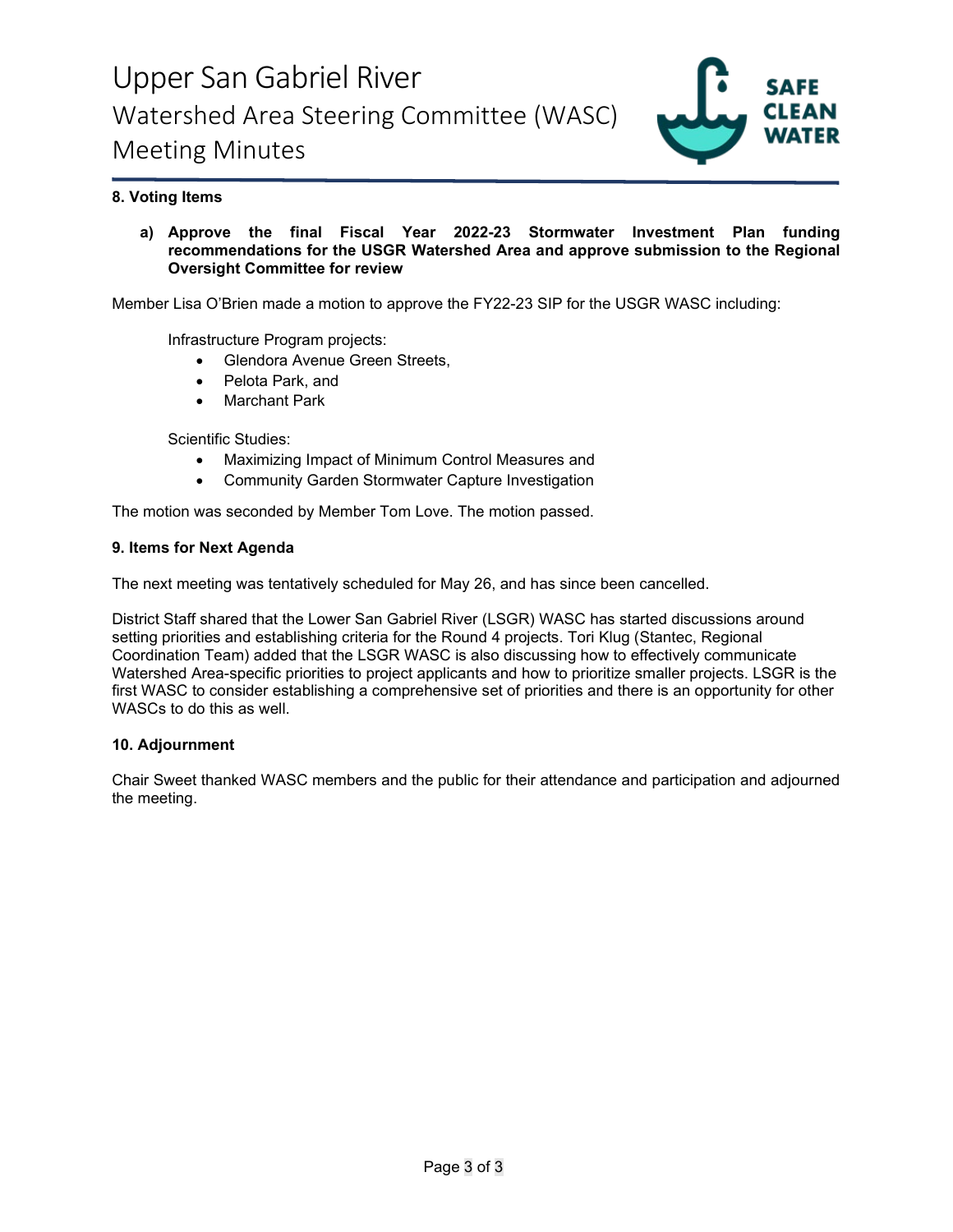#### 8. Voting Items

**a) Approve the final Fiscal Year 2022-23 Stormwater Investment Plan funding recommendations for the USGR Watershed Area and approve submission to the Regional Oversight Committee for review**

Member Lisa O'Brien made a motion to approve the FY22-23 SIP for the USGR WASC including:

Infrastructure Program projects:

- Glendora Avenue Green Streets,
- Pelota Park, and
- Marchant Park

Scientific Studies:

- Maximizing Impact of Minimum Control Measures and
- Community Garden Stormwater Capture Investigation

The motion was seconded by Member Tom Love. The motion passed.

#### 9. Items for Next Agenda

The next meeting was tentatively scheduled for May 26, and has since been cancelled.

District Staff shared that the Lower San Gabriel River (LSGR) WASC has started discussions around setting priorities and establishing criteria for the Round 4 projects. Tori Klug (Stantec, Regional Coordination Team) added that the LSGR WASC is also discussing how to effectively communicate Watershed Area-specific priorities to project applicants and how to prioritize smaller projects. LSGR is the first WASC to consider establishing a comprehensive set of priorities and there is an opportunity for other WASCs to do this as well.

#### 10. Adjournment

Chair Sweet thanked WASC members and the public for their attendance and participation and adjourned the meeting.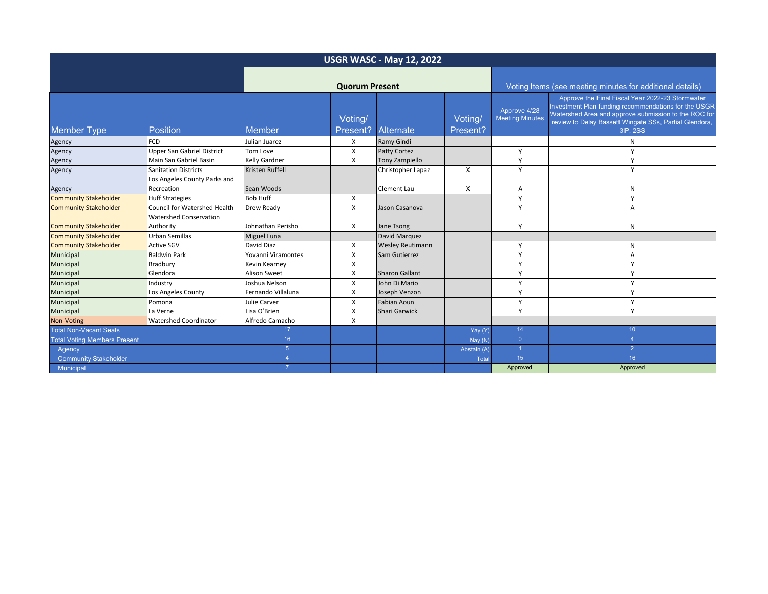| USGR WASC - May 12, 2022 | | | | | | | |
|---|---|---|---|---|---|---|---|
| | | Quorum Present | | | | Voting Items (see meeting minutes for additional details) | |
| Member Type | Position | Member | Voting/ Present? | Alternate | Voting/ Present? | Approve 4/28 Meeting Minutes | Approve the Final Fiscal Year 2022-23 Stormwater Investment Plan funding recommendations for the USGR Watershed Area and approve submission to the ROC for review to Delay Bassett Wingate SSs, Partial Glendora, 3IP, 2SS |
| Agency | FCD | Julian Juarez | X | Ramy Gindi | | | N |
| Agency | Upper San Gabriel District | Tom Love | X | Patty Cortez | | Y | Y |
| Agency | Main San Gabriel Basin | Kelly Gardner | X | Tony Zampiello | | Y | Y |
| Agency | Sanitation Districts | Kristen Ruffell | | Christopher Lapaz | X | Y | Y |
| Agency | Los Angeles County Parks and Recreation | Sean Woods | | Clement Lau | X | A | N |
| Community Stakeholder | Huff Strategies | Bob Huff | X | | | Y | Y |
| Community Stakeholder | Council for Watershed Health | Drew Ready | X | Jason Casanova | | Y | A |
| Community Stakeholder | Watershed Conservation Authority | Johnathan Perisho | X | Jane Tsong | | Y | N |
| Community Stakeholder | Urban Semillas | Miguel Luna | | David Marquez | | | |
| Community Stakeholder | Active SGV | David Diaz | X | Wesley Reutimann | | Y | N |
| Municipal | Baldwin Park | Yovanni Viramontes | X | Sam Gutierrez | | Y | A |
| Municipal | Bradbury | Kevin Kearney | X | | | Y | Y |
| Municipal | Glendora | Alison Sweet | X | Sharon Gallant | | Y | Y |
| Municipal | Industry | Joshua Nelson | X | John Di Mario | | Y | Y |
| Municipal | Los Angeles County | Fernando Villaluna | X | Joseph Venzon | | Y | Y |
| Municipal | Pomona | Julie Carver | X | Fabian Aoun | | Y | Y |
| Municipal | La Verne | Lisa O'Brien | X | Shari Garwick | | Y | Y |
| Non-Voting | Watershed Coordinator | Alfredo Camacho | X | | | | |
| Total Non-Vacant Seats | | 17 | | | Yay (Y) | 14 | 10 |
| Total Voting Members Present | | 16 | | | Nay (N) | 0 | 4 |
| Agency | | 5 | | | Abstain (A) | 1 | 2 |
| Community Stakeholder | | 4 | | | Total | 15 | 16 |
| Municipal | | 7 | | | | Approved | Approved |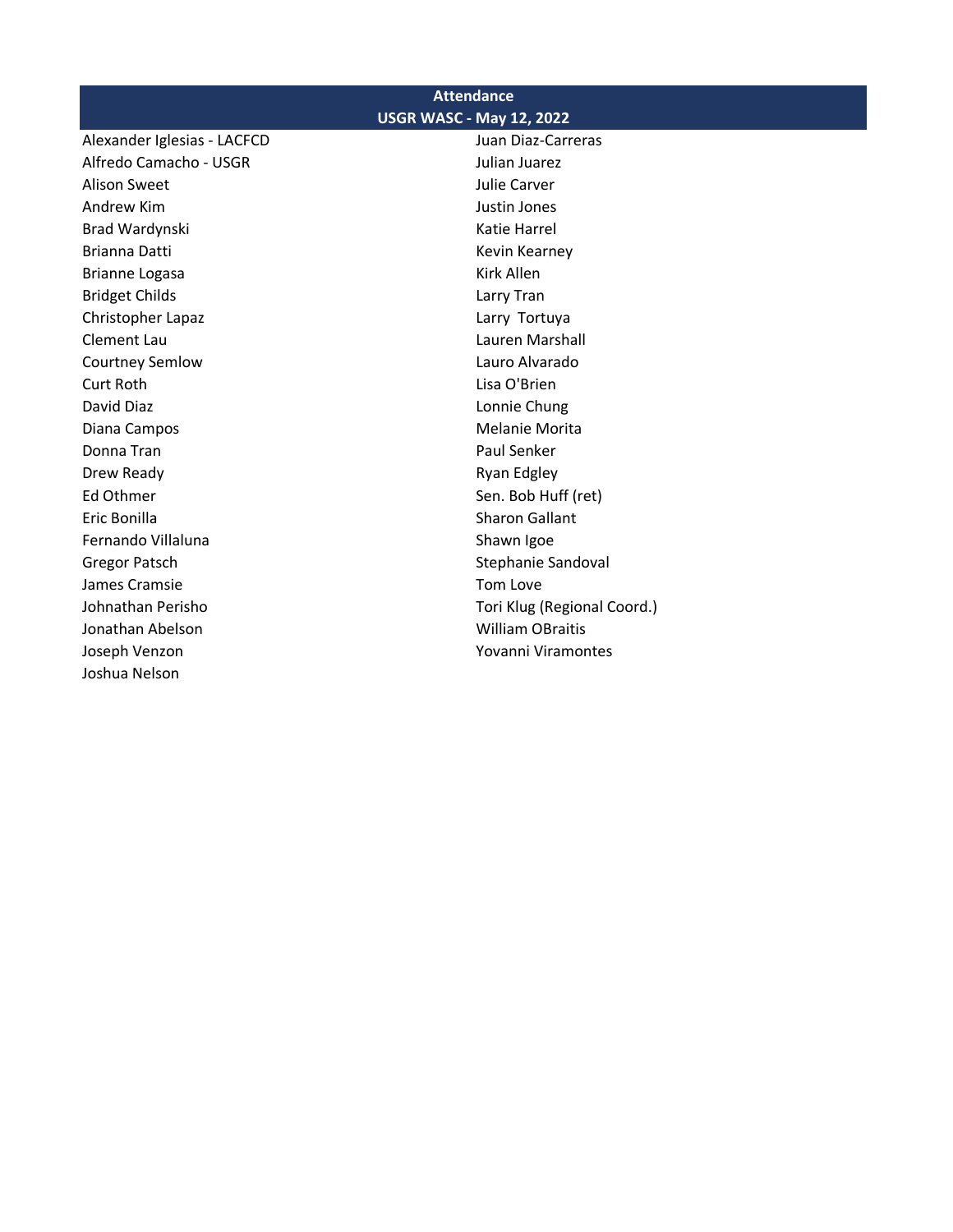## Attendance
## USGR WASC - May 12, 2022

Alexander Iglesias - LACFCD
Alfredo Camacho - USGR
Alison Sweet
Andrew Kim
Brad Wardynski
Brianna Datti
Brianne Logasa
Bridget Childs
Christopher Lapaz
Clement Lau
Courtney Semlow
Curt Roth
David Diaz
Diana Campos
Donna Tran
Drew Ready
Ed Othmer
Eric Bonilla
Fernando Villaluna
Gregor Patsch
James Cramsie
Johnathan Perisho
Jonathan Abelson
Joseph Venzon
Joshua Nelson
Juan Diaz-Carreras
Julian Juarez
Julie Carver
Justin Jones
Katie Harrel
Kevin Kearney
Kirk Allen
Larry Tran
Larry Tortuya
Lauren Marshall
Lauro Alvarado
Lisa O'Brien
Lonnie Chung
Melanie Morita
Paul Senker
Ryan Edgley
Sen. Bob Huff (ret)
Sharon Gallant
Shawn Igoe
Stephanie Sandoval
Tom Love
Tori Klug (Regional Coord.)
William OBraitis
Yovanni Viramontes